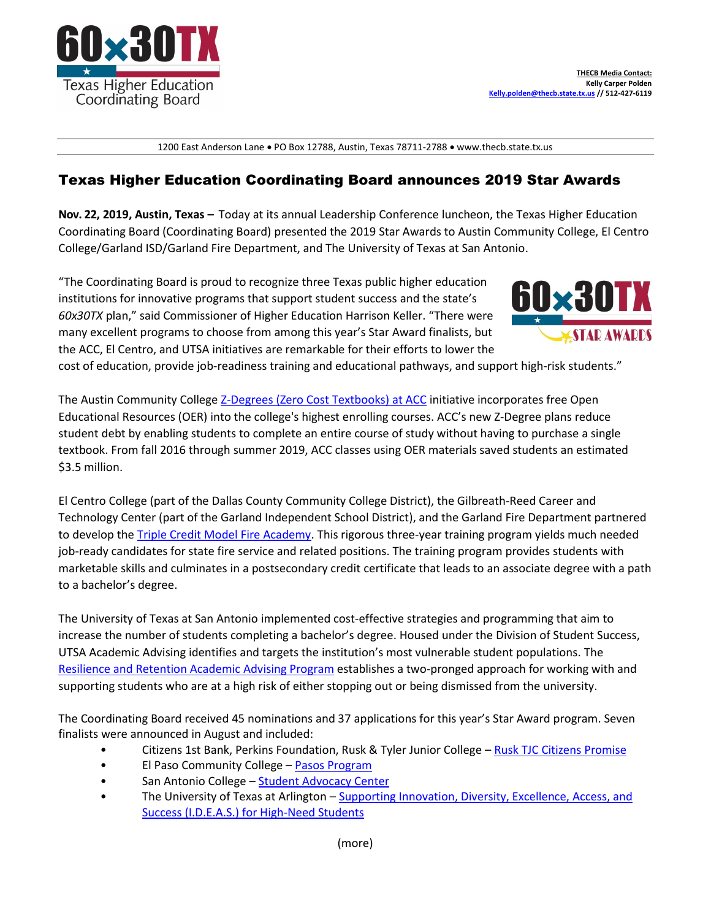**THECB Media Contact:**
**Kelly Carper Polden**
**Kelly.polden@thecb.state.tx.us // 512-427-6119**

1200 East Anderson Lane • PO Box 12788, Austin, Texas 78711-2788 • www.thecb.state.tx.us

# Texas Higher Education Coordinating Board announces 2019 Star Awards

**Nov. 22, 2019, Austin, Texas –** Today at its annual Leadership Conference luncheon, the Texas Higher Education Coordinating Board (Coordinating Board) presented the 2019 Star Awards to Austin Community College, El Centro College/Garland ISD/Garland Fire Department, and The University of Texas at San Antonio.

"The Coordinating Board is proud to recognize three Texas public higher education institutions for innovative programs that support student success and the state's *60x30TX* plan," said Commissioner of Higher Education Harrison Keller. "There were many excellent programs to choose from among this year's Star Award finalists, but the ACC, El Centro, and UTSA initiatives are remarkable for their efforts to lower the cost of education, provide job-readiness training and educational pathways, and support high-risk students."

The Austin Community College Z-Degrees (Zero Cost Textbooks) at ACC initiative incorporates free Open Educational Resources (OER) into the college's highest enrolling courses. ACC's new Z-Degree plans reduce student debt by enabling students to complete an entire course of study without having to purchase a single textbook. From fall 2016 through summer 2019, ACC classes using OER materials saved students an estimated $3.5 million.

El Centro College (part of the Dallas County Community College District), the Gilbreath-Reed Career and Technology Center (part of the Garland Independent School District), and the Garland Fire Department partnered to develop the Triple Credit Model Fire Academy. This rigorous three-year training program yields much needed job-ready candidates for state fire service and related positions. The training program provides students with marketable skills and culminates in a postsecondary credit certificate that leads to an associate degree with a path to a bachelor's degree.

The University of Texas at San Antonio implemented cost-effective strategies and programming that aim to increase the number of students completing a bachelor's degree. Housed under the Division of Student Success, UTSA Academic Advising identifies and targets the institution's most vulnerable student populations. The Resilience and Retention Academic Advising Program establishes a two-pronged approach for working with and supporting students who are at a high risk of either stopping out or being dismissed from the university.

The Coordinating Board received 45 nominations and 37 applications for this year's Star Award program. Seven finalists were announced in August and included:

- Citizens 1st Bank, Perkins Foundation, Rusk & Tyler Junior College – Rusk TJC Citizens Promise
- El Paso Community College – Pasos Program
- San Antonio College – Student Advocacy Center
- The University of Texas at Arlington – Supporting Innovation, Diversity, Excellence, Access, and Success (I.D.E.A.S.) for High-Need Students

(more)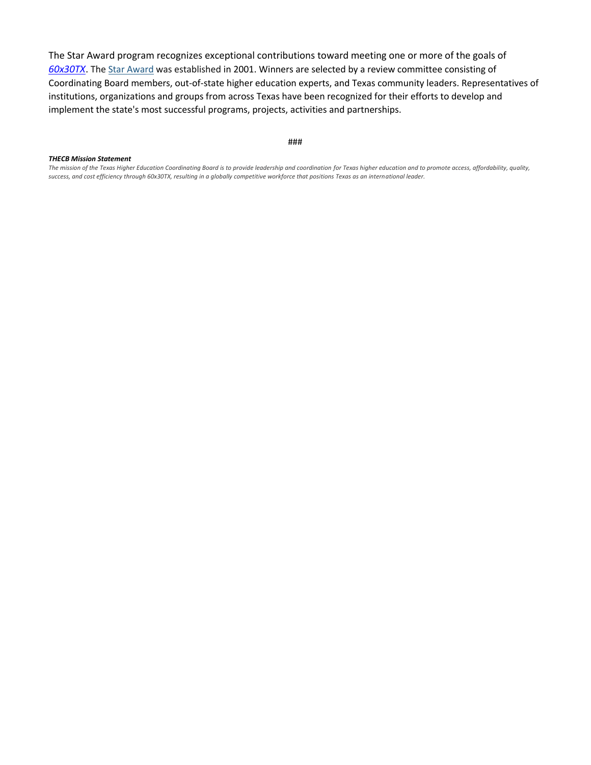The Star Award program recognizes exceptional contributions toward meeting one or more of the goals of *60x30TX*. The Star Award was established in 2001. Winners are selected by a review committee consisting of Coordinating Board members, out-of-state higher education experts, and Texas community leaders. Representatives of institutions, organizations and groups from across Texas have been recognized for their efforts to develop and implement the state's most successful programs, projects, activities and partnerships.

###

***THECB Mission Statement***

*The mission of the Texas Higher Education Coordinating Board is to provide leadership and coordination for Texas higher education and to promote access, affordability, quality, success, and cost efficiency through 60x30TX, resulting in a globally competitive workforce that positions Texas as an international leader.*